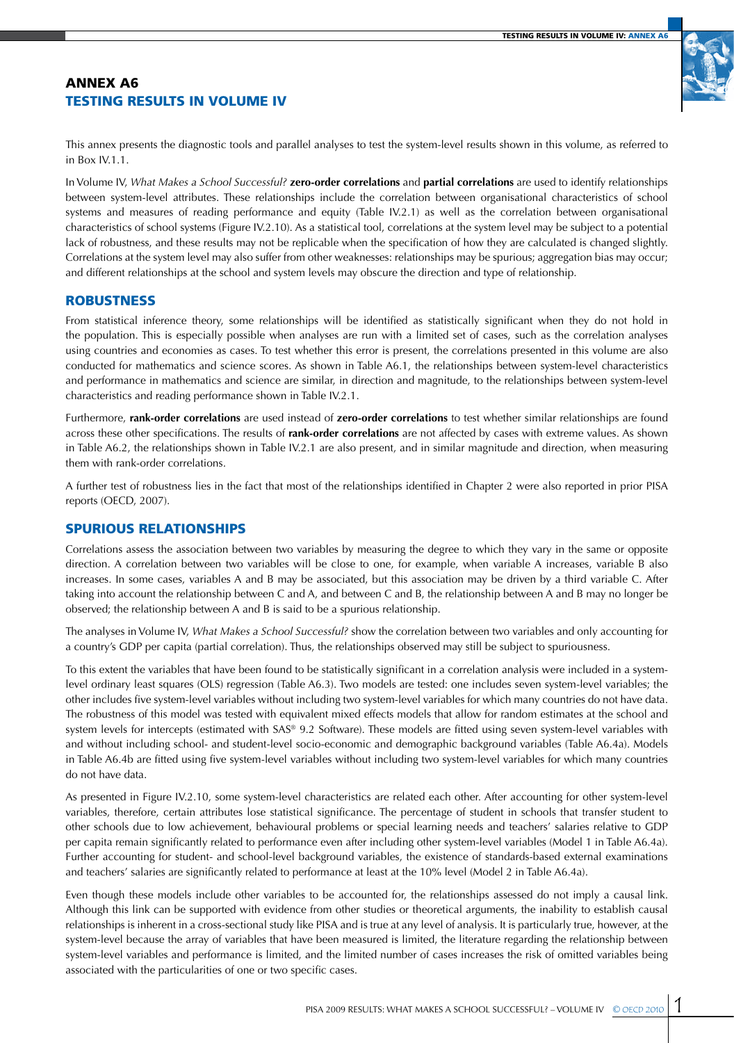# ANNEX A6
# TESTING RESULTS IN VOLUME IV

This annex presents the diagnostic tools and parallel analyses to test the system-level results shown in this volume, as referred to in Box IV.1.1.

In Volume IV, *What Makes a School Successful?* **zero-order correlations** and **partial correlations** are used to identify relationships between system-level attributes. These relationships include the correlation between organisational characteristics of school systems and measures of reading performance and equity (Table IV.2.1) as well as the correlation between organisational characteristics of school systems (Figure IV.2.10). As a statistical tool, correlations at the system level may be subject to a potential lack of robustness, and these results may not be replicable when the specification of how they are calculated is changed slightly. Correlations at the system level may also suffer from other weaknesses: relationships may be spurious; aggregation bias may occur; and different relationships at the school and system levels may obscure the direction and type of relationship.

## ROBUSTNESS

From statistical inference theory, some relationships will be identified as statistically significant when they do not hold in the population. This is especially possible when analyses are run with a limited set of cases, such as the correlation analyses using countries and economies as cases. To test whether this error is present, the correlations presented in this volume are also conducted for mathematics and science scores. As shown in Table A6.1, the relationships between system-level characteristics and performance in mathematics and science are similar, in direction and magnitude, to the relationships between system-level characteristics and reading performance shown in Table IV.2.1.

Furthermore, **rank-order correlations** are used instead of **zero-order correlations** to test whether similar relationships are found across these other specifications. The results of **rank-order correlations** are not affected by cases with extreme values. As shown in Table A6.2, the relationships shown in Table IV.2.1 are also present, and in similar magnitude and direction, when measuring them with rank-order correlations.

A further test of robustness lies in the fact that most of the relationships identified in Chapter 2 were also reported in prior PISA reports (OECD, 2007).

## SPURIOUS RELATIONSHIPS

Correlations assess the association between two variables by measuring the degree to which they vary in the same or opposite direction. A correlation between two variables will be close to one, for example, when variable A increases, variable B also increases. In some cases, variables A and B may be associated, but this association may be driven by a third variable C. After taking into account the relationship between C and A, and between C and B, the relationship between A and B may no longer be observed; the relationship between A and B is said to be a spurious relationship.

The analyses in Volume IV, *What Makes a School Successful?* show the correlation between two variables and only accounting for a country's GDP per capita (partial correlation). Thus, the relationships observed may still be subject to spuriousness.

To this extent the variables that have been found to be statistically significant in a correlation analysis were included in a system-level ordinary least squares (OLS) regression (Table A6.3). Two models are tested: one includes seven system-level variables; the other includes five system-level variables without including two system-level variables for which many countries do not have data. The robustness of this model was tested with equivalent mixed effects models that allow for random estimates at the school and system levels for intercepts (estimated with SAS® 9.2 Software). These models are fitted using seven system-level variables with and without including school- and student-level socio-economic and demographic background variables (Table A6.4a). Models in Table A6.4b are fitted using five system-level variables without including two system-level variables for which many countries do not have data.

As presented in Figure IV.2.10, some system-level characteristics are related each other. After accounting for other system-level variables, therefore, certain attributes lose statistical significance. The percentage of student in schools that transfer student to other schools due to low achievement, behavioural problems or special learning needs and teachers' salaries relative to GDP per capita remain significantly related to performance even after including other system-level variables (Model 1 in Table A6.4a). Further accounting for student- and school-level background variables, the existence of standards-based external examinations and teachers' salaries are significantly related to performance at least at the 10% level (Model 2 in Table A6.4a).

Even though these models include other variables to be accounted for, the relationships assessed do not imply a causal link. Although this link can be supported with evidence from other studies or theoretical arguments, the inability to establish causal relationships is inherent in a cross-sectional study like PISA and is true at any level of analysis. It is particularly true, however, at the system-level because the array of variables that have been measured is limited, the literature regarding the relationship between system-level variables and performance is limited, and the limited number of cases increases the risk of omitted variables being associated with the particularities of one or two specific cases.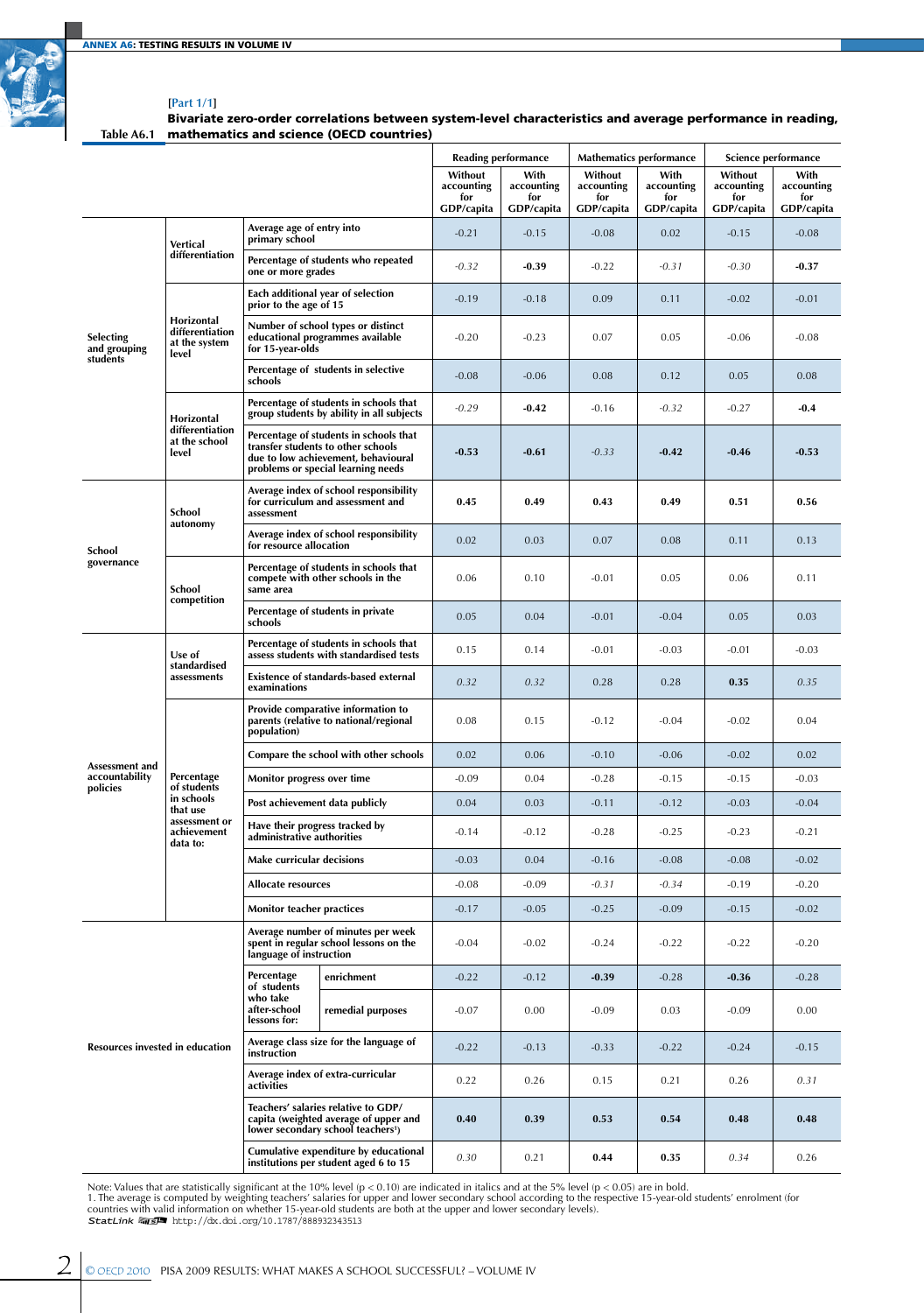[Part 1/1]

**Table A6.1 Bivariate zero-order correlations between system-level characteristics and average performance in reading, mathematics and science (OECD countries)**

| | | | Reading performance | | Mathematics performance | | Science performance | |
|---|---|---|---|---|---|---|---|---|
| | | | Without accounting for GDP/capita | With accounting for GDP/capita | Without accounting for GDP/capita | With accounting for GDP/capita | Without accounting for GDP/capita | With accounting for GDP/capita |
| Selecting and grouping students | Vertical differentiation | Average age of entry into primary school | -0.21 | -0.15 | -0.08 | 0.02 | -0.15 | -0.08 |
| | | Percentage of students who repeated one or more grades | *-0.32* | **-0.39** | -0.22 | *-0.31* | *-0.30* | **-0.37** |
| | Horizontal differentiation at the system level | Each additional year of selection prior to the age of 15 | -0.19 | -0.18 | 0.09 | 0.11 | -0.02 | -0.01 |
| | | Number of school types or distinct educational programmes available for 15-year-olds | -0.20 | -0.23 | 0.07 | 0.05 | -0.06 | -0.08 |
| | | Percentage of students in selective schools | -0.08 | -0.06 | 0.08 | 0.12 | 0.05 | 0.08 |
| | Horizontal differentiation at the school level | Percentage of students in schools that group students by ability in all subjects | *-0.29* | **-0.42** | -0.16 | *-0.32* | -0.27 | **-0.4** |
| | | Percentage of students in schools that transfer students to other schools due to low achievement, behavioural problems or special learning needs | **-0.53** | **-0.61** | *-0.33* | **-0.42** | **-0.46** | **-0.53** |
| School governance | School autonomy | Average index of school responsibility for curriculum and assessment | **0.45** | **0.49** | **0.43** | **0.49** | **0.51** | **0.56** |
| | | Average index of school responsibility for resource allocation | 0.02 | 0.03 | 0.07 | 0.08 | 0.11 | 0.13 |
| | School competition | Percentage of students in schools that compete with other schools in the same area | 0.06 | 0.10 | -0.01 | 0.05 | 0.06 | 0.11 |
| | | Percentage of students in private schools | 0.05 | 0.04 | -0.01 | -0.04 | 0.05 | 0.03 |
| Assessment and accountability policies | Use of standardised assessments | Percentage of students in schools that assess students with standardised tests | 0.15 | 0.14 | -0.01 | -0.03 | -0.01 | -0.03 |
| | | Existence of standards-based external examinations | *0.32* | *0.32* | 0.28 | 0.28 | **0.35** | *0.35* |
| | Percentage of students in schools that use assessment or achievement data to: | Provide comparative information to parents (relative to national/regional population) | 0.08 | 0.15 | -0.12 | -0.04 | -0.02 | 0.04 |
| | | Compare the school with other schools | 0.02 | 0.06 | -0.10 | -0.06 | -0.02 | 0.02 |
| | | Monitor progress over time | -0.09 | 0.04 | -0.28 | -0.15 | -0.15 | -0.03 |
| | | Post achievement data publicly | 0.04 | 0.03 | -0.11 | -0.12 | -0.03 | -0.04 |
| | | Have their progress tracked by administrative authorities | -0.14 | -0.12 | -0.28 | -0.25 | -0.23 | -0.21 |
| | | Make curricular decisions | -0.03 | 0.04 | -0.16 | -0.08 | -0.08 | -0.02 |
| | | Allocate resources | -0.08 | -0.09 | *-0.31* | *-0.34* | -0.19 | -0.20 |
| | | Monitor teacher practices | -0.17 | -0.05 | -0.25 | -0.09 | -0.15 | -0.02 |
| Resources invested in education | | Average number of minutes per week spent in regular school lessons on the language of instruction | -0.04 | -0.02 | -0.24 | -0.22 | -0.22 | -0.20 |
| | Percentage of students who take after-school lessons for: | enrichment | -0.22 | -0.12 | **-0.39** | -0.28 | **-0.36** | -0.28 |
| | | remedial purposes | -0.07 | 0.00 | -0.09 | 0.03 | -0.09 | 0.00 |
| | | Average class size for the language of instruction | -0.22 | -0.13 | -0.33 | -0.22 | -0.24 | -0.15 |
| | | Average index of extra-curricular activities | 0.22 | 0.26 | 0.15 | 0.21 | 0.26 | *0.31* |
| | | Teachers' salaries relative to GDP/capita (weighted average of upper and lower secondary school teachers[1]) | **0.40** | **0.39** | **0.53** | **0.54** | **0.48** | **0.48** |
| | | Cumulative expenditure by educational institutions per student aged 6 to 15 | *0.30* | 0.21 | **0.44** | **0.35** | *0.34* | 0.26 |

Note: Values that are statistically significant at the 10% level ($p < 0.10$) are indicated in italics and at the 5% level ($p < 0.05$) are in bold.

1. The average is computed by weighting teachers' salaries for upper and lower secondary school according to the respective 15-year-old students' enrolment (for countries with valid information on whether 15-year-old students are both at the upper and lower secondary levels).

StatLink http://dx.doi.org/10.1787/888932343513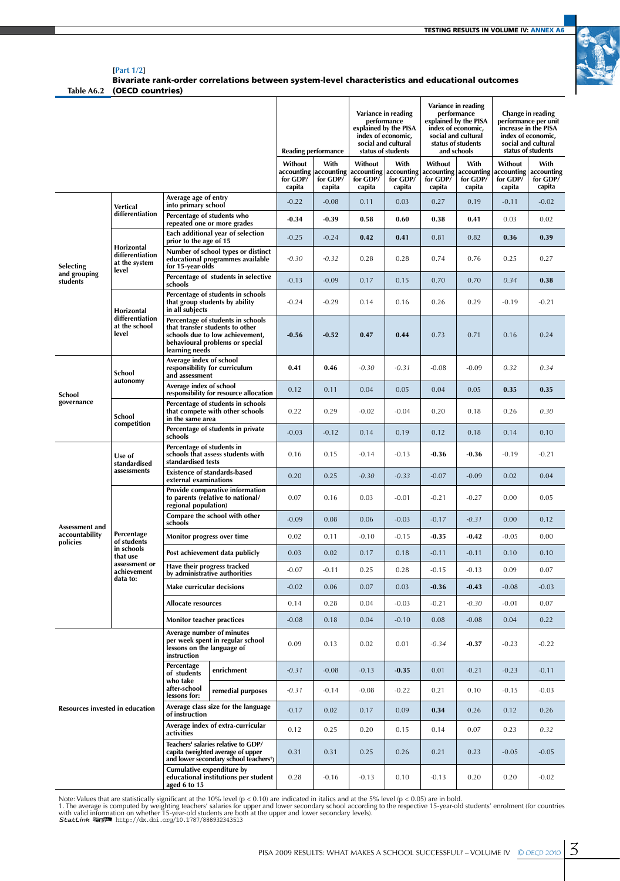[Part 1/2]

**Table A6.2 Bivariate rank-order correlations between system-level characteristics and educational outcomes (OECD countries)**

| | | | Reading performance | | Variance in reading performance explained by the PISA index of economic, social and cultural status of students | | Variance in reading performance explained by the PISA index of economic, social and cultural status of students and schools | | Change in reading performance per unit increase in the PISA index of economic, social and cultural status of students | |
|---|---|---|---|---|---|---|---|---|---|---|
| | | | Without accounting for GDP/capita | With accounting for GDP/capita | Without accounting for GDP/capita | With accounting for GDP/capita | Without accounting for GDP/capita | With accounting for GDP/capita | Without accounting for GDP/capita | With accounting for GDP/capita |
| Selecting and grouping students | Vertical differentiation | Average age of entry into primary school | -0.22 | -0.08 | 0.11 | 0.03 | 0.27 | 0.19 | -0.11 | -0.02 |
| | | Percentage of students who repeated one or more grades | **-0.34** | **-0.39** | **0.58** | **0.60** | **0.38** | **0.41** | 0.03 | 0.02 |
| | Horizontal differentiation at the system level | Each additional year of selection prior to the age of 15 | -0.25 | -0.24 | **0.42** | **0.41** | 0.81 | 0.82 | **0.36** | **0.39** |
| | | Number of school types or distinct educational programmes available for 15-year-olds | *-0.30* | *-0.32* | 0.28 | 0.28 | 0.74 | 0.76 | 0.25 | 0.27 |
| | | Percentage of students in selective schools | -0.13 | -0.09 | 0.17 | 0.15 | 0.70 | 0.70 | *0.34* | **0.38** |
| | Horizontal differentiation at the school level | Percentage of students in schools that group students by ability in all subjects | -0.24 | -0.29 | 0.14 | 0.16 | 0.26 | 0.29 | -0.19 | -0.21 |
| | | Percentage of students in schools that transfer students to other schools due to low achievement, behavioural problems or special learning needs | **-0.56** | **-0.52** | **0.47** | **0.44** | 0.73 | 0.71 | 0.16 | 0.24 |
| School governance | School autonomy | Average index of school responsibility for curriculum and assessment | **0.41** | **0.46** | *-0.30* | *-0.31* | -0.08 | -0.09 | *0.32* | *0.34* |
| | | Average index of school responsibility for resource allocation | 0.12 | 0.11 | 0.04 | 0.05 | 0.04 | 0.05 | **0.35** | **0.35** |
| | School competition | Percentage of students in schools that compete with other schools in the same area | 0.22 | 0.29 | -0.02 | -0.04 | 0.20 | 0.18 | 0.26 | *0.30* |
| | | Percentage of students in private schools | -0.03 | -0.12 | 0.14 | 0.19 | 0.12 | 0.18 | 0.14 | 0.10 |
| Assessment and accountability policies | Use of standardised assessments | Percentage of students in schools that assess students with standardised tests | 0.16 | 0.15 | -0.14 | -0.13 | **-0.36** | **-0.36** | -0.19 | -0.21 |
| | | Existence of standards-based external examinations | 0.20 | 0.25 | *-0.30* | *-0.33* | -0.07 | -0.09 | 0.02 | 0.04 |
| | Percentage of students in schools that use assessment or achievement data to: | Provide comparative information to parents (relative to national/ regional population) | 0.07 | 0.16 | 0.03 | -0.01 | -0.21 | -0.27 | 0.00 | 0.05 |
| | | Compare the school with other schools | -0.09 | 0.08 | 0.06 | -0.03 | -0.17 | *-0.31* | 0.00 | 0.12 |
| | | Monitor progress over time | 0.02 | 0.11 | -0.10 | -0.15 | **-0.35** | **-0.42** | -0.05 | 0.00 |
| | | Post achievement data publicly | 0.03 | 0.02 | 0.17 | 0.18 | -0.11 | -0.11 | 0.10 | 0.10 |
| | | Have their progress tracked by administrative authorities | -0.07 | -0.11 | 0.25 | 0.28 | -0.15 | -0.13 | 0.09 | 0.07 |
| | | Make curricular decisions | -0.02 | 0.06 | 0.07 | 0.03 | **-0.36** | **-0.43** | -0.08 | -0.03 |
| | | Allocate resources | 0.14 | 0.28 | 0.04 | -0.03 | -0.21 | *-0.30* | -0.01 | 0.07 |
| | | Monitor teacher practices | -0.08 | 0.18 | 0.04 | -0.10 | 0.08 | -0.08 | 0.04 | 0.22 |
| Resources invested in education | | Average number of minutes per week spent in regular school lessons on the language of instruction | 0.09 | 0.13 | 0.02 | 0.01 | *-0.34* | **-0.37** | -0.23 | -0.22 |
| | Percentage of students who take after-school lessons for: | enrichment | *-0.31* | -0.08 | -0.13 | **-0.35** | 0.01 | -0.21 | -0.23 | -0.11 |
| | | remedial purposes | *-0.31* | -0.14 | -0.08 | -0.22 | 0.21 | 0.10 | -0.15 | -0.03 |
| | | Average class size for the language of instruction | -0.17 | 0.02 | 0.17 | 0.09 | **0.34** | 0.26 | 0.12 | 0.26 |
| | | Average index of extra-curricular activities | 0.12 | 0.25 | 0.20 | 0.15 | 0.14 | 0.07 | 0.23 | *0.32* |
| | | Teachers'[1] salaries relative to GDP/ capita (weighted average of upper and lower secondary school teachers[1]) | 0.31 | 0.31 | 0.25 | 0.26 | 0.21 | 0.23 | -0.05 | -0.05 |
| | | Cumulative expenditure by educational institutions per student aged 6 to 15 | 0.28 | -0.16 | -0.13 | 0.10 | -0.13 | 0.20 | 0.20 | -0.02 |

Note: Values that are statistically significant at the 10% level ($p < 0.10$) are indicated in italics and at the 5% level ($p < 0.05$) are in bold.
1. The average is computed by weighting teachers' salaries for upper and lower secondary school according to the respective 15-year-old students' enrolment (for countries with valid information on whether 15-year-old students are both at the upper and lower secondary levels).
StatLink http://dx.doi.org/10.1787/888932343513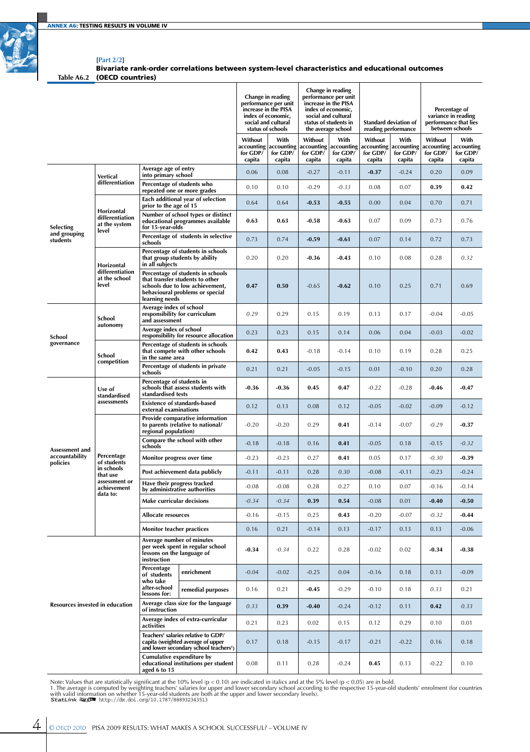[Part 2/2]

**Table A6.2 Bivariate rank-order correlations between system-level characteristics and educational outcomes (OECD countries)**

| | | | Change in reading performance per unit increase in the PISA index of economic, social and cultural status of schools | | Change in reading performance per unit increase in the PISA index of economic, social and cultural status of students in the average school | | Standard deviation of reading performance | | Percentage of variance in reading performance that lies between schools | |
|---|---|---|---|---|---|---|---|---|---|---|
| | | | Without accounting for GDP/capita | With accounting for GDP/capita | Without accounting for GDP/capita | With accounting for GDP/capita | Without accounting for GDP/capita | With accounting for GDP/capita | Without accounting for GDP/capita | With accounting for GDP/capita |
| Selecting and grouping students | Vertical differentiation | Average age of entry into primary school | 0.06 | 0.08 | -0.27 | -0.11 | **-0.37** | -0.24 | 0.20 | 0.09 |
| | | Percentage of students who repeated one or more grades | 0.10 | 0.10 | -0.29 | *-0.33* | 0.08 | 0.07 | **0.39** | **0.42** |
| | Horizontal differentiation at the system level | Each additional year of selection prior to the age of 15 | 0.64 | 0.64 | **-0.53** | **-0.55** | 0.00 | 0.04 | 0.70 | 0.71 |
| | | Number of school types or distinct educational programmes available for 15-year-olds | **0.63** | **0.63** | **-0.58** | **-0.63** | 0.07 | 0.09 | 0.73 | 0.76 |
| | | Percentage of students in selective schools | 0.73 | 0.74 | **-0.59** | **-0.61** | 0.07 | 0.14 | 0.72 | 0.73 |
| | Horizontal differentiation at the school level | Percentage of students in schools that group students by ability in all subjects | 0.20 | 0.20 | **-0.36** | **-0.43** | 0.10 | 0.08 | 0.28 | *0.32* |
| | | Percentage of students in schools that transfer students to other schools due to low achievement, behavioural problems or special learning needs | **0.47** | **0.50** | -0.65 | **-0.62** | 0.10 | 0.25 | 0.71 | 0.69 |
| School governance | School autonomy | Average index of school responsibility for curriculum and assessment | *0.29* | 0.29 | 0.15 | 0.19 | 0.13 | 0.17 | -0.04 | -0.05 |
| | | Average index of school responsibility for resource allocation | 0.23 | 0.23 | 0.15 | 0.14 | 0.06 | 0.04 | -0.03 | -0.02 |
| | School competition | Percentage of students in schools that compete with other schools in the same area | **0.42** | **0.43** | -0.18 | -0.14 | 0.10 | 0.19 | 0.28 | 0.25 |
| | | Percentage of students in private schools | 0.21 | 0.21 | -0.05 | -0.15 | 0.01 | -0.10 | 0.20 | 0.28 |
| Assessment and accountability policies | Use of standardised assessments | Percentage of students in schools that assess students with standardised tests | **-0.36** | **-0.36** | **0.45** | **0.47** | -0.22 | -0.28 | **-0.46** | **-0.47** |
| | | Existence of standards-based external examinations | 0.12 | 0.13 | 0.08 | 0.12 | -0.05 | -0.02 | -0.09 | -0.12 |
| | Percentage of students in schools that use assessment or achievement data to: | Provide comparative information to parents (relative to national/regional population) | -0.20 | -0.20 | 0.29 | **0.41** | -0.14 | -0.07 | *-0.29* | **-0.37** |
| | | Compare the school with other schools | -0.18 | -0.18 | 0.16 | **0.41** | -0.05 | 0.18 | -0.15 | *-0.32* |
| | | Monitor progress over time | -0.23 | -0.23 | 0.27 | **0.41** | 0.05 | 0.17 | *-0.30* | **-0.39** |
| | | Post achievement data publicly | -0.11 | -0.11 | 0.28 | *0.30* | -0.08 | -0.11 | -0.23 | -0.24 |
| | | Have their progress tracked by administrative authorities | -0.08 | -0.08 | 0.28 | 0.27 | 0.10 | 0.07 | -0.16 | -0.14 |
| | | Make curricular decisions | *-0.34* | *-0.34* | **0.39** | **0.54** | -0.08 | 0.01 | **-0.40** | **-0.50** |
| | | Allocate resources | -0.16 | -0.15 | 0.25 | **0.43** | -0.20 | -0.07 | *-0.32* | **-0.44** |
| | | Monitor teacher practices | 0.16 | 0.21 | -0.14 | 0.13 | -0.17 | 0.13 | 0.13 | -0.06 |
| Resources invested in education | | Average number of minutes per week spent in regular school lessons on the language of instruction | **-0.34** | *-0.34* | 0.22 | 0.28 | -0.02 | 0.02 | **-0.34** | **-0.38** |
| | Percentage of students who take after-school lessons for: | enrichment | -0.04 | -0.02 | -0.25 | 0.04 | -0.16 | 0.18 | 0.13 | -0.09 |
| | | remedial purposes | 0.16 | 0.21 | **-0.45** | -0.29 | -0.10 | 0.18 | *0.33* | 0.21 |
| | | Average class size for the language of instruction | *0.33* | **0.39** | **-0.40** | -0.24 | -0.12 | 0.11 | **0.42** | *0.33* |
| | | Average index of extra-curricular activities | 0.21 | 0.23 | 0.02 | 0.15 | 0.12 | 0.29 | 0.10 | 0.01 |
| | | Teachers' salaries relative to GDP/capita (weighted average of upper and lower secondary school teachers[1]) | 0.17 | 0.18 | -0.15 | -0.17 | -0.21 | -0.22 | 0.16 | 0.18 |
| | | Cumulative expenditure by educational institutions per student aged 6 to 15 | 0.08 | 0.11 | 0.28 | -0.24 | **0.45** | 0.13 | -0.22 | 0.10 |

Note: Values that are statistically significant at the 10% level ($p < 0.10$) are indicated in italics and at the 5% level ($p < 0.05$) are in bold.

1. The average is computed by weighting teachers' salaries for upper and lower secondary school according to the respective 15-year-old students' enrolment (for countries with valid information on whether 15-year-old students are both at the upper and lower secondary levels).

StatLink http://dx.doi.org/10.1787/888932343513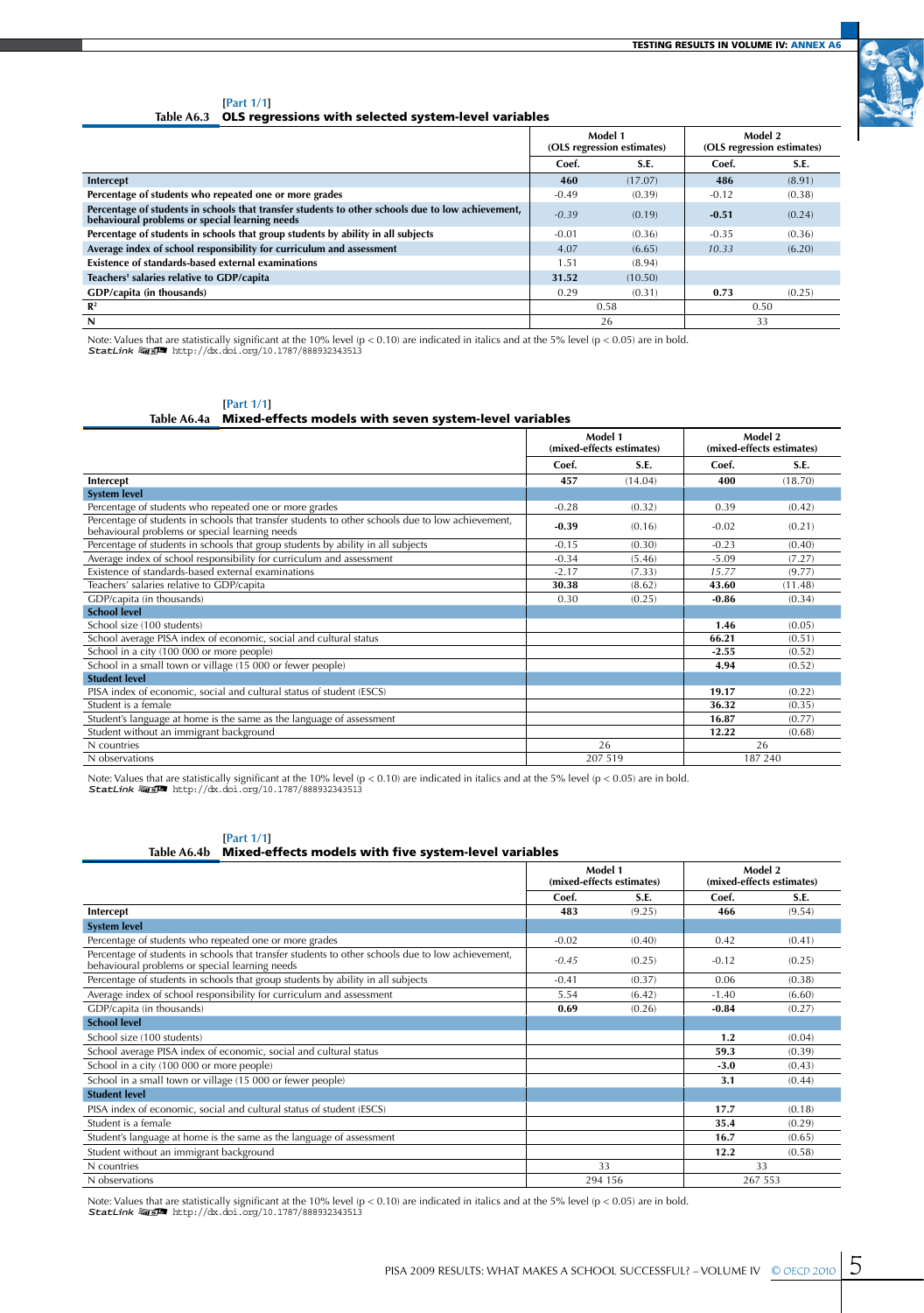[Part 1/1]

**Table A6.3 OLS regressions with selected system-level variables**

| | Model 1 (OLS regression estimates) | | Model 2 (OLS regression estimates) | |
|---|---|---|---|---|
| | Coef. | S.E. | Coef. | S.E. |
| **Intercept** | **460** | (17.07) | **486** | (8.91) |
| **Percentage of students who repeated one or more grades** | -0.49 | (0.39) | -0.12 | (0.38) |
| **Percentage of students in schools that transfer students to other schools due to low achievement, behavioural problems or special learning needs** | *-0.39* | (0.19) | **-0.51** | (0.24) |
| **Percentage of students in schools that group students by ability in all subjects** | -0.01 | (0.36) | -0.35 | (0.36) |
| **Average index of school responsibility for curriculum and assessment** | 4.07 | (6.65) | *10.33* | (6.20) |
| **Existence of standards-based external examinations** | 1.51 | (8.94) | | |
| **Teachers[1] salaries relative to GDP/capita** | **31.52** | (10.50) | | |
| **GDP/capita (in thousands)** | 0.29 | (0.31) | **0.73** | (0.25) |
| $R^2$ | 0.58 | | 0.50 | |
| **N** | 26 | | 33 | |

Note: Values that are statistically significant at the 10% level ($p < 0.10$) are indicated in italics and at the 5% level ($p < 0.05$) are in bold.
StatLink http://dx.doi.org/10.1787/888932343513

[Part 1/1]

**Table A6.4a Mixed-effects models with seven system-level variables**

| | Model 1 (mixed-effects estimates) | | Model 2 (mixed-effects estimates) | |
|---|---|---|---|---|
| | Coef. | S.E. | Coef. | S.E. |
| **Intercept** | **457** | (14.04) | **400** | (18.70) |
| **System level** | | | | |
| Percentage of students who repeated one or more grades | -0.28 | (0.32) | 0.39 | (0.42) |
| Percentage of students in schools that transfer students to other schools due to low achievement, behavioural problems or special learning needs | **-0.39** | (0.16) | -0.02 | (0.21) |
| Percentage of students in schools that group students by ability in all subjects | -0.15 | (0.30) | -0.23 | (0.40) |
| Average index of school responsibility for curriculum and assessment | -0.34 | (5.46) | -5.09 | (7.27) |
| Existence of standards-based external examinations | -2.17 | (7.33) | *15.77* | (9.77) |
| Teachers' salaries relative to GDP/capita | **30.38** | (8.62) | **43.60** | (11.48) |
| GDP/capita (in thousands) | 0.30 | (0.25) | **-0.86** | (0.34) |
| **School level** | | | | |
| School size (100 students) | | | **1.46** | (0.05) |
| School average PISA index of economic, social and cultural status | | | **66.21** | (0.51) |
| School in a city (100 000 or more people) | | | **-2.55** | (0.52) |
| School in a small town or village (15 000 or fewer people) | | | **4.94** | (0.52) |
| **Student level** | | | | |
| PISA index of economic, social and cultural status of student (ESCS) | | | **19.17** | (0.22) |
| Student is a female | | | **36.32** | (0.35) |
| Student's language at home is the same as the language of assessment | | | **16.87** | (0.77) |
| Student without an immigrant background | | | **12.22** | (0.68) |
| N countries | 26 | | 26 | |
| N observations | 207 519 | | 187 240 | |

Note: Values that are statistically significant at the 10% level ($p < 0.10$) are indicated in italics and at the 5% level ($p < 0.05$) are in bold.
StatLink http://dx.doi.org/10.1787/888932343513

[Part 1/1]

**Table A6.4b Mixed-effects models with five system-level variables**

| | Model 1 (mixed-effects estimates) | | Model 2 (mixed-effects estimates) | |
|---|---|---|---|---|
| | Coef. | S.E. | Coef. | S.E. |
| **Intercept** | **483** | (9.25) | **466** | (9.54) |
| **System level** | | | | |
| Percentage of students who repeated one or more grades | -0.02 | (0.40) | 0.42 | (0.41) |
| Percentage of students in schools that transfer students to other schools due to low achievement, behavioural problems or special learning needs | *-0.45* | (0.25) | -0.12 | (0.25) |
| Percentage of students in schools that group students by ability in all subjects | -0.41 | (0.37) | 0.06 | (0.38) |
| Average index of school responsibility for curriculum and assessment | 5.54 | (6.42) | -1.40 | (6.60) |
| GDP/capita (in thousands) | **0.69** | (0.26) | **-0.84** | (0.27) |
| **School level** | | | | |
| School size (100 students) | | | **1.2** | (0.04) |
| School average PISA index of economic, social and cultural status | | | **59.3** | (0.39) |
| School in a city (100 000 or more people) | | | **-3.0** | (0.43) |
| School in a small town or village (15 000 or fewer people) | | | **3.1** | (0.44) |
| **Student level** | | | | |
| PISA index of economic, social and cultural status of student (ESCS) | | | **17.7** | (0.18) |
| Student is a female | | | **35.4** | (0.29) |
| Student's language at home is the same as the language of assessment | | | **16.7** | (0.65) |
| Student without an immigrant background | | | **12.2** | (0.58) |
| N countries | 33 | | 33 | |
| N observations | 294 156 | | 267 553 | |

Note: Values that are statistically significant at the 10% level ($p < 0.10$) are indicated in italics and at the 5% level ($p < 0.05$) are in bold.
StatLink http://dx.doi.org/10.1787/888932343513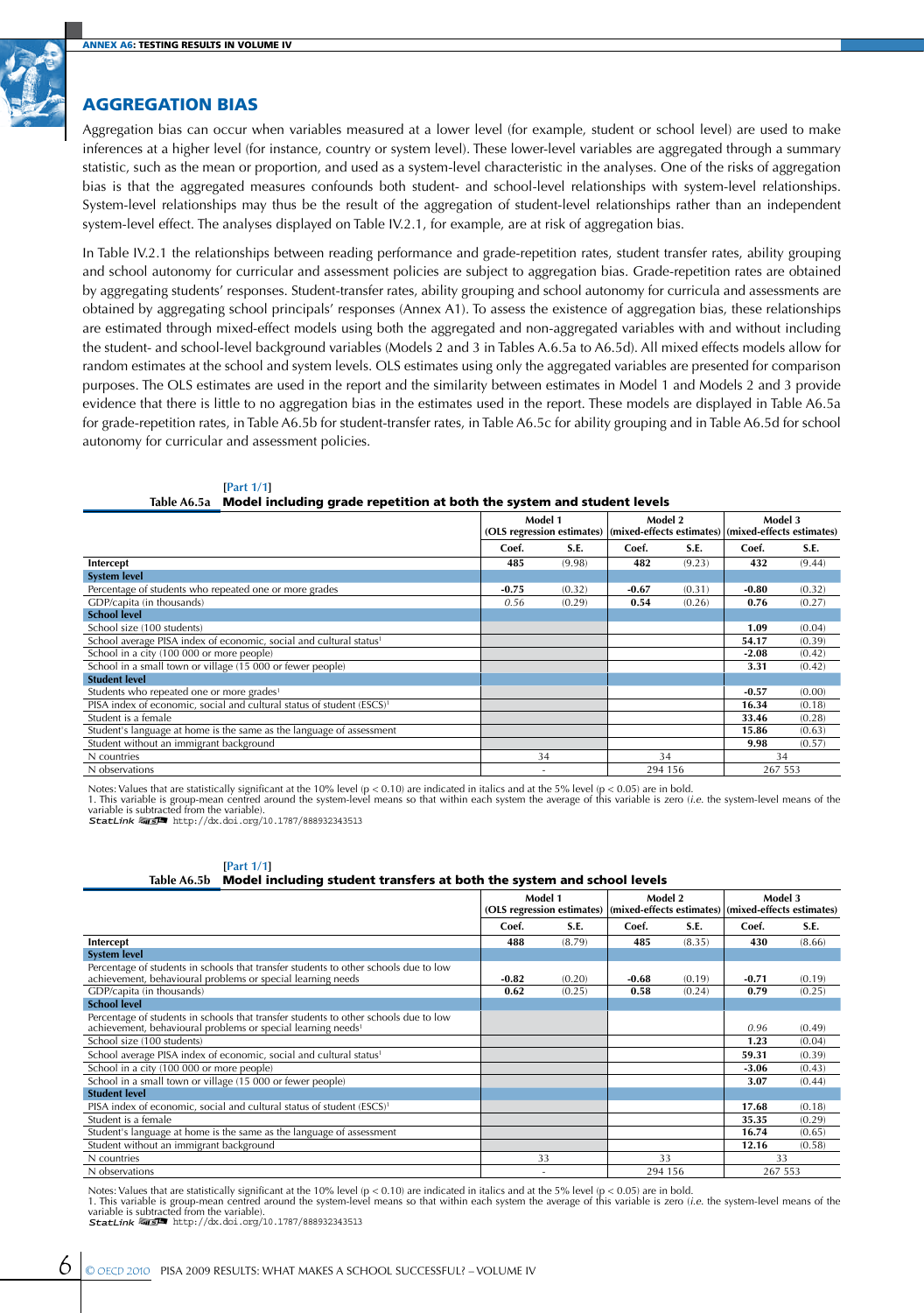## AGGREGATION BIAS

Aggregation bias can occur when variables measured at a lower level (for example, student or school level) are used to make inferences at a higher level (for instance, country or system level). These lower-level variables are aggregated through a summary statistic, such as the mean or proportion, and used as a system-level characteristic in the analyses. One of the risks of aggregation bias is that the aggregated measures confounds both student- and school-level relationships with system-level relationships. System-level relationships may thus be the result of the aggregation of student-level relationships rather than an independent system-level effect. The analyses displayed on Table IV.2.1, for example, are at risk of aggregation bias.

In Table IV.2.1 the relationships between reading performance and grade-repetition rates, student transfer rates, ability grouping and school autonomy for curricular and assessment policies are subject to aggregation bias. Grade-repetition rates are obtained by aggregating students' responses. Student-transfer rates, ability grouping and school autonomy for curricula and assessments are obtained by aggregating school principals' responses (Annex A1). To assess the existence of aggregation bias, these relationships are estimated through mixed-effect models using both the aggregated and non-aggregated variables with and without including the student- and school-level background variables (Models 2 and 3 in Tables A.6.5a to A6.5d). All mixed effects models allow for random estimates at the school and system levels. OLS estimates using only the aggregated variables are presented for comparison purposes. The OLS estimates are used in the report and the similarity between estimates in Model 1 and Models 2 and 3 provide evidence that there is little to no aggregation bias in the estimates used in the report. These models are displayed in Table A6.5a for grade-repetition rates, in Table A6.5b for student-transfer rates, in Table A6.5c for ability grouping and in Table A6.5d for school autonomy for curricular and assessment policies.

[Part 1/1]
**Table A6.5a Model including grade repetition at both the system and student levels**

| | Model 1 (OLS regression estimates) | | Model 2 (mixed-effects estimates) | | Model 3 (mixed-effects estimates) | |
|---|---|---|---|---|---|---|
| | Coef. | S.E. | Coef. | S.E. | Coef. | S.E. |
| **Intercept** | **485** | (9.98) | **482** | (9.23) | **432** | (9.44) |
| **System level** | | | | | | |
| Percentage of students who repeated one or more grades | **-0.75** | (0.32) | **-0.67** | (0.31) | **-0.80** | (0.32) |
| GDP/capita (in thousands) | *0.56* | (0.29) | **0.54** | (0.26) | **0.76** | (0.27) |
| **School level** | | | | | | |
| School size (100 students) | | | | | **1.09** | (0.04) |
| School average PISA index of economic, social and cultural status[1] | | | | | **54.17** | (0.39) |
| School in a city (100 000 or more people) | | | | | **-2.08** | (0.42) |
| School in a small town or village (15 000 or fewer people) | | | | | **3.31** | (0.42) |
| **Student level** | | | | | | |
| Students who repeated one or more grades[1] | | | | | **-0.57** | (0.00) |
| PISA index of economic, social and cultural status of student (ESCS)[1] | | | | | **16.34** | (0.18) |
| Student is a female | | | | | **33.46** | (0.28) |
| Student's language at home is the same as the language of assessment | | | | | **15.86** | (0.63) |
| Student without an immigrant background | | | | | **9.98** | (0.57) |
| N countries | 34 | | 34 | | 34 | |
| N observations | - | | 294 156 | | 267 553 | |

Notes: Values that are statistically significant at the 10% level ($p < 0.10$) are indicated in italics and at the 5% level ($p < 0.05$) are in bold.
1. This variable is group-mean centred around the system-level means so that within each system the average of this variable is zero (*i.e.* the system-level means of the variable is subtracted from the variable).
StatLink http://dx.doi.org/10.1787/888932343513

[Part 1/1]
**Table A6.5b Model including student transfers at both the system and school levels**

| | Model 1 (OLS regression estimates) | | Model 2 (mixed-effects estimates) | | Model 3 (mixed-effects estimates) | |
|---|---|---|---|---|---|---|
| | Coef. | S.E. | Coef. | S.E. | Coef. | S.E. |
| **Intercept** | **488** | (8.79) | **485** | (8.35) | **430** | (8.66) |
| **System level** | | | | | | |
| Percentage of students in schools that transfer students to other schools due to low achievement, behavioural problems or special learning needs | **-0.82** | (0.20) | **-0.68** | (0.19) | **-0.71** | (0.19) |
| GDP/capita (in thousands) | **0.62** | (0.25) | **0.58** | (0.24) | **0.79** | (0.25) |
| **School level** | | | | | | |
| Percentage of students in schools that transfer students to other schools due to low achievement, behavioural problems or special learning needs[1] | | | | | *0.96* | (0.49) |
| School size (100 students) | | | | | **1.23** | (0.04) |
| School average PISA index of economic, social and cultural status[1] | | | | | **59.31** | (0.39) |
| School in a city (100 000 or more people) | | | | | **-3.06** | (0.43) |
| School in a small town or village (15 000 or fewer people) | | | | | **3.07** | (0.44) |
| **Student level** | | | | | | |
| PISA index of economic, social and cultural status of student (ESCS)[1] | | | | | **17.68** | (0.18) |
| Student is a female | | | | | **35.35** | (0.29) |
| Student's language at home is the same as the language of assessment | | | | | **16.74** | (0.65) |
| Student without an immigrant background | | | | | **12.16** | (0.58) |
| N countries | 33 | | 33 | | 33 | |
| N observations | - | | 294 156 | | 267 553 | |

Notes: Values that are statistically significant at the 10% level ($p < 0.10$) are indicated in italics and at the 5% level ($p < 0.05$) are in bold.
1. This variable is group-mean centred around the system-level means so that within each system the average of this variable is zero (*i.e.* the system-level means of the variable is subtracted from the variable).
StatLink http://dx.doi.org/10.1787/888932343513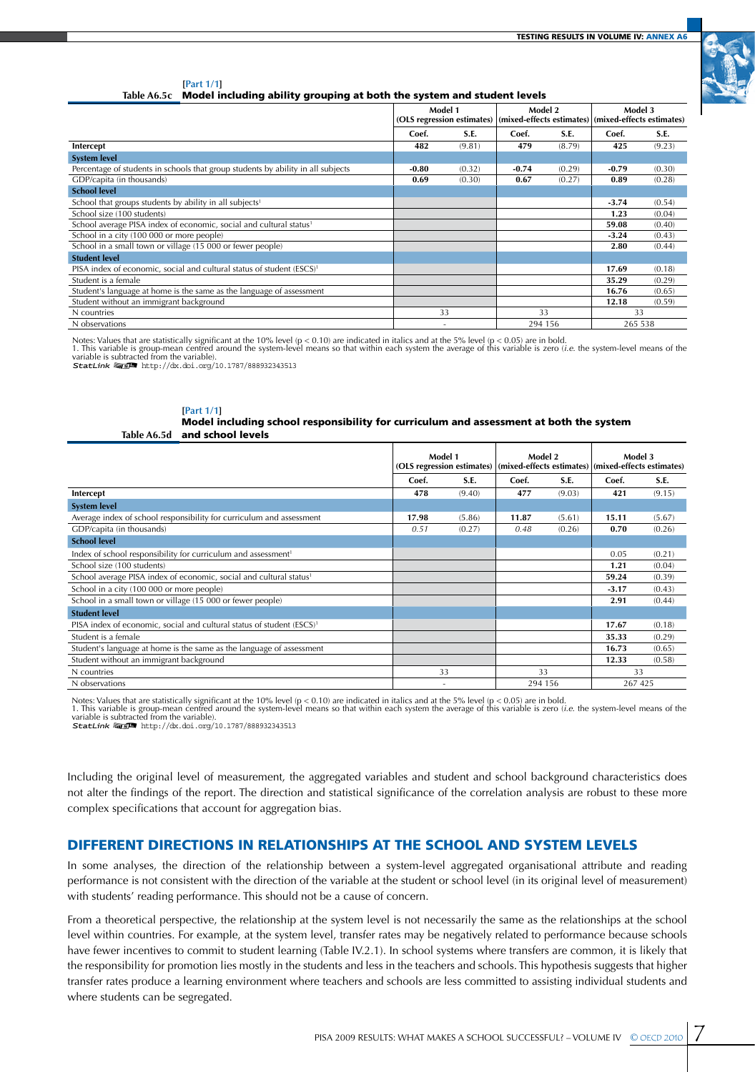[Part 1/1]

Table A6.5c **Model including ability grouping at both the system and student levels**

| | Model 1 (OLS regression estimates) | | Model 2 (mixed-effects estimates) | | Model 3 (mixed-effects estimates) | |
|---|---|---|---|---|---|---|
| | Coef. | S.E. | Coef. | S.E. | Coef. | S.E. |
| Intercept | **482** | (9.81) | **479** | (8.79) | **425** | (9.23) |
| **System level** | | | | | | |
| Percentage of students in schools that group students by ability in all subjects | **-0.80** | (0.32) | **-0.74** | (0.29) | **-0.79** | (0.30) |
| GDP/capita (in thousands) | **0.69** | (0.30) | **0.67** | (0.27) | **0.89** | (0.28) |
| **School level** | | | | | | |
| School that groups students by ability in all subjects[1] | | | | | **-3.74** | (0.54) |
| School size (100 students) | | | | | **1.23** | (0.04) |
| School average PISA index of economic, social and cultural status[1] | | | | | **59.08** | (0.40) |
| School in a city (100 000 or more people) | | | | | **-3.24** | (0.43) |
| School in a small town or village (15 000 or fewer people) | | | | | **2.80** | (0.44) |
| **Student level** | | | | | | |
| PISA index of economic, social and cultural status of student (ESCS)[1] | | | | | **17.69** | (0.18) |
| Student is a female | | | | | **35.29** | (0.29) |
| Student's language at home is the same as the language of assessment | | | | | **16.76** | (0.65) |
| Student without an immigrant background | | | | | **12.18** | (0.59) |
| N countries | 33 | | 33 | | 33 | |
| N observations | - | | 294 156 | | 265 538 | |

Notes: Values that are statistically significant at the 10% level ($p < 0.10$) are indicated in italics and at the 5% level ($p < 0.05$) are in bold.
1. This variable is group-mean centred around the system-level means so that within each system the average of this variable is zero (*i.e.* the system-level means of the variable is subtracted from the variable).
StatLink http://dx.doi.org/10.1787/888932343513

[Part 1/1]

Table A6.5d **Model including school responsibility for curriculum and assessment at both the system and school levels**

| | Model 1 (OLS regression estimates) | | Model 2 (mixed-effects estimates) | | Model 3 (mixed-effects estimates) | |
|---|---|---|---|---|---|---|
| | Coef. | S.E. | Coef. | S.E. | Coef. | S.E. |
| Intercept | **478** | (9.40) | **477** | (9.03) | **421** | (9.15) |
| **System level** | | | | | | |
| Average index of school responsibility for curriculum and assessment | **17.98** | (5.86) | **11.87** | (5.61) | **15.11** | (5.67) |
| GDP/capita (in thousands) | *0.51* | (0.27) | *0.48* | (0.26) | **0.70** | (0.26) |
| **School level** | | | | | | |
| Index of school responsibility for curriculum and assessment[1] | | | | | 0.05 | (0.21) |
| School size (100 students) | | | | | **1.21** | (0.04) |
| School average PISA index of economic, social and cultural status[1] | | | | | **59.24** | (0.39) |
| School in a city (100 000 or more people) | | | | | **-3.17** | (0.43) |
| School in a small town or village (15 000 or fewer people) | | | | | **2.91** | (0.44) |
| **Student level** | | | | | | |
| PISA index of economic, social and cultural status of student (ESCS)[1] | | | | | **17.67** | (0.18) |
| Student is a female | | | | | **35.33** | (0.29) |
| Student's language at home is the same as the language of assessment | | | | | **16.73** | (0.65) |
| Student without an immigrant background | | | | | **12.33** | (0.58) |
| N countries | 33 | | 33 | | 33 | |
| N observations | - | | 294 156 | | 267 425 | |

Notes: Values that are statistically significant at the 10% level ($p < 0.10$) are indicated in italics and at the 5% level ($p < 0.05$) are in bold.
1. This variable is group-mean centred around the system-level means so that within each system the average of this variable is zero (*i.e.* the system-level means of the variable is subtracted from the variable).
StatLink http://dx.doi.org/10.1787/888932343513

Including the original level of measurement, the aggregated variables and student and school background characteristics does not alter the findings of the report. The direction and statistical significance of the correlation analysis are robust to these more complex specifications that account for aggregation bias.

## DIFFERENT DIRECTIONS IN RELATIONSHIPS AT THE SCHOOL AND SYSTEM LEVELS

In some analyses, the direction of the relationship between a system-level aggregated organisational attribute and reading performance is not consistent with the direction of the variable at the student or school level (in its original level of measurement) with students' reading performance. This should not be a cause of concern.

From a theoretical perspective, the relationship at the system level is not necessarily the same as the relationships at the school level within countries. For example, at the system level, transfer rates may be negatively related to performance because schools have fewer incentives to commit to student learning (Table IV.2.1). In school systems where transfers are common, it is likely that the responsibility for promotion lies mostly in the students and less in the teachers and schools. This hypothesis suggests that higher transfer rates produce a learning environment where teachers and schools are less committed to assisting individual students and where students can be segregated.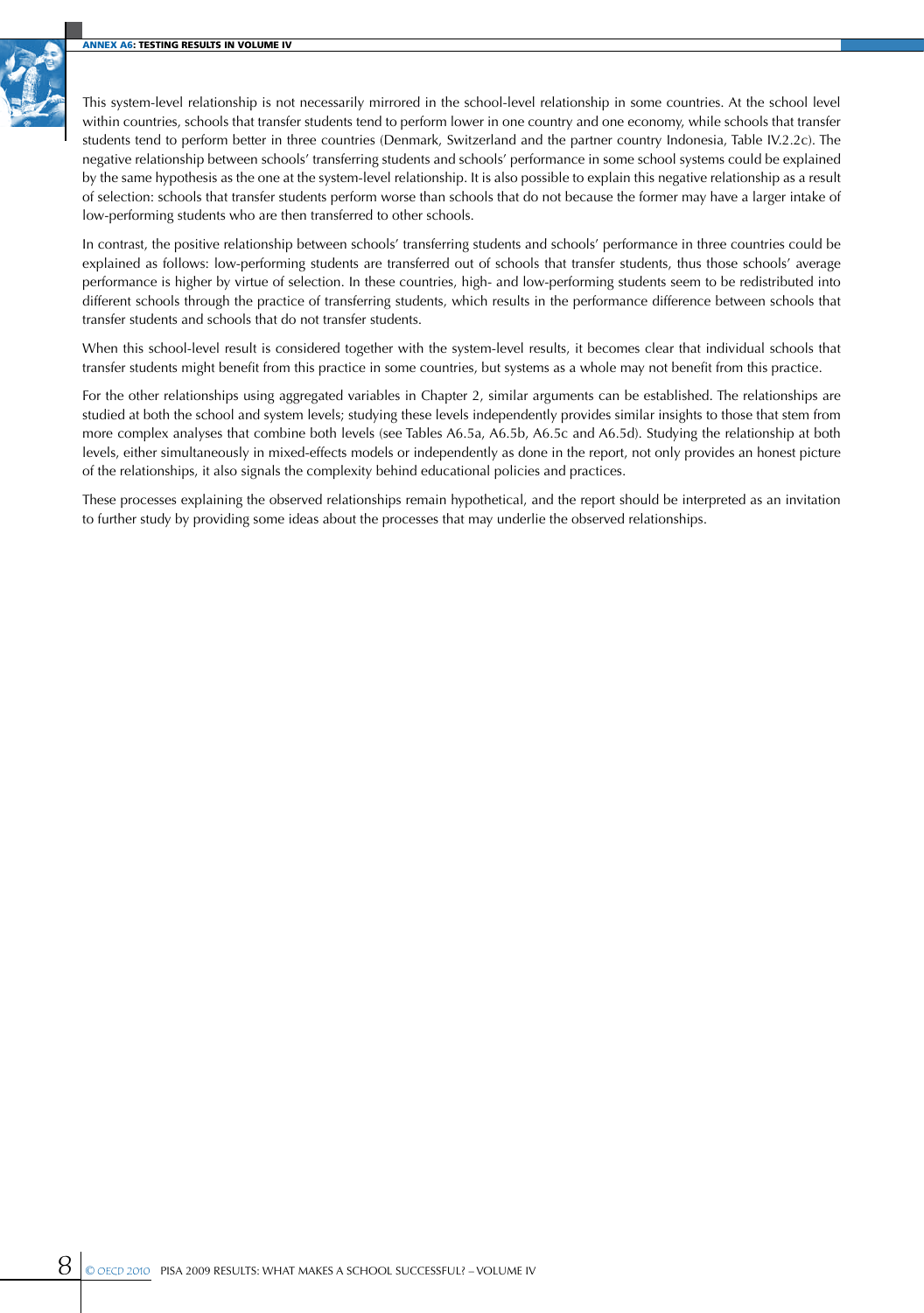This system-level relationship is not necessarily mirrored in the school-level relationship in some countries. At the school level within countries, schools that transfer students tend to perform lower in one country and one economy, while schools that transfer students tend to perform better in three countries (Denmark, Switzerland and the partner country Indonesia, Table IV.2.2c). The negative relationship between schools' transferring students and schools' performance in some school systems could be explained by the same hypothesis as the one at the system-level relationship. It is also possible to explain this negative relationship as a result of selection: schools that transfer students perform worse than schools that do not because the former may have a larger intake of low-performing students who are then transferred to other schools.

In contrast, the positive relationship between schools' transferring students and schools' performance in three countries could be explained as follows: low-performing students are transferred out of schools that transfer students, thus those schools' average performance is higher by virtue of selection. In these countries, high- and low-performing students seem to be redistributed into different schools through the practice of transferring students, which results in the performance difference between schools that transfer students and schools that do not transfer students.

When this school-level result is considered together with the system-level results, it becomes clear that individual schools that transfer students might benefit from this practice in some countries, but systems as a whole may not benefit from this practice.

For the other relationships using aggregated variables in Chapter 2, similar arguments can be established. The relationships are studied at both the school and system levels; studying these levels independently provides similar insights to those that stem from more complex analyses that combine both levels (see Tables A6.5a, A6.5b, A6.5c and A6.5d). Studying the relationship at both levels, either simultaneously in mixed-effects models or independently as done in the report, not only provides an honest picture of the relationships, it also signals the complexity behind educational policies and practices.

These processes explaining the observed relationships remain hypothetical, and the report should be interpreted as an invitation to further study by providing some ideas about the processes that may underlie the observed relationships.